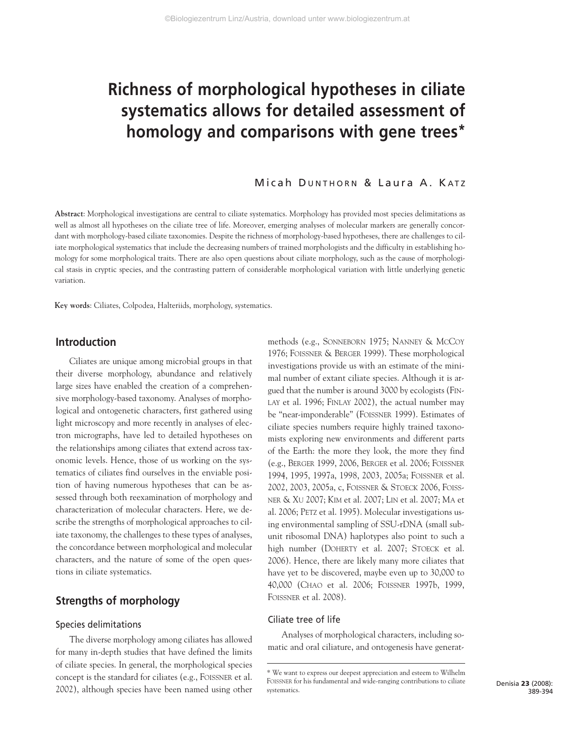# Richness of morphological hypotheses in ciliate systematics allows for detailed assessment of homology and comparisons with gene trees*

Micah DUNTHORN & Laura A. KATZ

**Abstract**: Morphological investigations are central to ciliate systematics. Morphology has provided most species delimitations as well as almost all hypotheses on the ciliate tree of life. Moreover, emerging analyses of molecular markers are generally concordant with morphology-based ciliate taxonomies. Despite the richness of morphology-based hypotheses, there are challenges to ciliate morphological systematics that include the decreasing numbers of trained morphologists and the difficulty in establishing homology for some morphological traits. There are also open questions about ciliate morphology, such as the cause of morphological stasis in cryptic species, and the contrasting pattern of considerable morphological variation with little underlying genetic variation.

**Key words**: Ciliates, Colpodea, Halteriids, morphology, systematics.

## Introduction

Ciliates are unique among microbial groups in that their diverse morphology, abundance and relatively large sizes have enabled the creation of a comprehensive morphology-based taxonomy. Analyses of morphological and ontogenetic characters, first gathered using light microscopy and more recently in analyses of electron micrographs, have led to detailed hypotheses on the relationships among ciliates that extend across taxonomic levels. Hence, those of us working on the systematics of ciliates find ourselves in the enviable position of having numerous hypotheses that can be assessed through both reexamination of morphology and characterization of molecular characters. Here, we describe the strengths of morphological approaches to ciliate taxonomy, the challenges to these types of analyses, the concordance between morphological and molecular characters, and the nature of some of the open questions in ciliate systematics.

## Strengths of morphology

### Species delimitations

The diverse morphology among ciliates has allowed for many in-depth studies that have defined the limits of ciliate species. In general, the morphological species concept is the standard for ciliates (e.g., FOISSNER et al. 2002), although species have been named using other methods (e.g., SONNEBORN 1975; NANNEY & MCCOY 1976; FOISSNER & BERGER 1999). These morphological investigations provide us with an estimate of the minimal number of extant ciliate species. Although it is argued that the number is around 3000 by ecologists (FINLAY et al. 1996; FINLAY 2002), the actual number may be "near-imponderable" (FOISSNER 1999). Estimates of ciliate species numbers require highly trained taxonomists exploring new environments and different parts of the Earth: the more they look, the more they find (e.g., BERGER 1999, 2006, BERGER et al. 2006; FOISSNER 1994, 1995, 1997a, 1998, 2003, 2005a; FOISSNER et al. 2002, 2003, 2005a, c, FOISSNER & STOECK 2006, FOISSNER & XU 2007; KIM et al. 2007; LIN et al. 2007; MA et al. 2006; PETZ et al. 1995). Molecular investigations using environmental sampling of SSU-rDNA (small subunit ribosomal DNA) haplotypes also point to such a high number (DOHERTY et al. 2007; STOECK et al. 2006). Hence, there are likely many more ciliates that have yet to be discovered, maybe even up to 30,000 to 40,000 (CHAO et al. 2006; FOISSNER 1997b, 1999, FOISSNER et al. 2008).

### Ciliate tree of life

Analyses of morphological characters, including somatic and oral ciliature, and ontogenesis have generat-

\* We want to express our deepest appreciation and esteem to Wilhelm FOISSNER for his fundamental and wide-ranging contributions to ciliate systematics.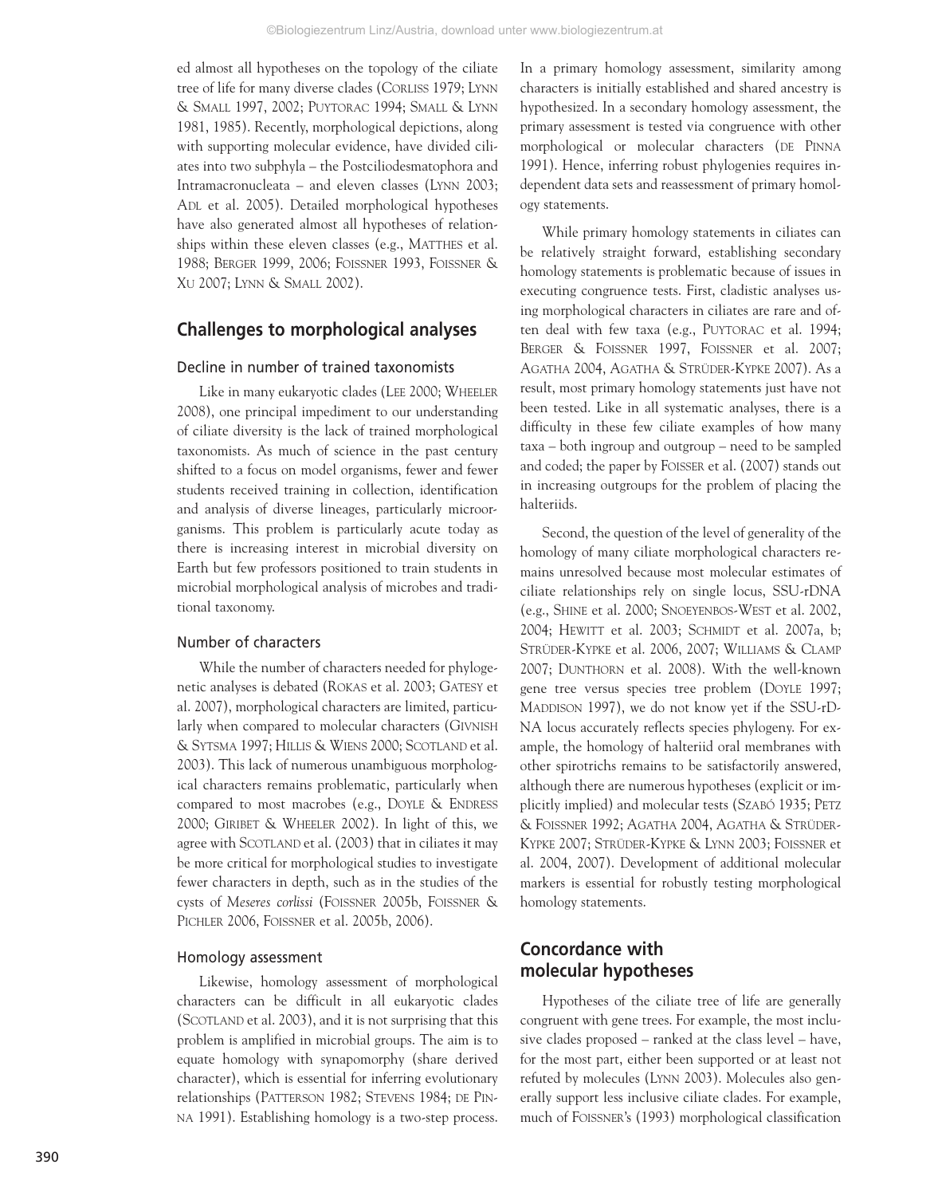ed almost all hypotheses on the topology of the ciliate tree of life for many diverse clades (CORLISS 1979; LYNN & SMALL 1997, 2002; PUYTORAC 1994; SMALL & LYNN 1981, 1985). Recently, morphological depictions, along with supporting molecular evidence, have divided ciliates into two subphyla – the Postciliodesmatophora and Intramacronucleata – and eleven classes (LYNN 2003; ADL et al. 2005). Detailed morphological hypotheses have also generated almost all hypotheses of relationships within these eleven classes (e.g., MATTHES et al. 1988; BERGER 1999, 2006; FOISSNER 1993, FOISSNER & XU 2007; LYNN & SMALL 2002).

## Challenges to morphological analyses

### Decline in number of trained taxonomists

Like in many eukaryotic clades (LEE 2000; WHEELER 2008), one principal impediment to our understanding of ciliate diversity is the lack of trained morphological taxonomists. As much of science in the past century shifted to a focus on model organisms, fewer and fewer students received training in collection, identification and analysis of diverse lineages, particularly microorganisms. This problem is particularly acute today as there is increasing interest in microbial diversity on Earth but few professors positioned to train students in microbial morphological analysis of microbes and traditional taxonomy.

### Number of characters

While the number of characters needed for phylogenetic analyses is debated (ROKAS et al. 2003; GATESY et al. 2007), morphological characters are limited, particularly when compared to molecular characters (GIVNISH & SYTSMA 1997; HILLIS & WIENS 2000; SCOTLAND et al. 2003). This lack of numerous unambiguous morphological characters remains problematic, particularly when compared to most macrobes (e.g., DOYLE & ENDRESS 2000; GIRIBET & WHEELER 2002). In light of this, we agree with SCOTLAND et al. (2003) that in ciliates it may be more critical for morphological studies to investigate fewer characters in depth, such as in the studies of the cysts of *Meseres corlissi* (FOISSNER 2005b, FOISSNER & PICHLER 2006, FOISSNER et al. 2005b, 2006).

### Homology assessment

Likewise, homology assessment of morphological characters can be difficult in all eukaryotic clades (SCOTLAND et al. 2003), and it is not surprising that this problem is amplified in microbial groups. The aim is to equate homology with synapomorphy (share derived character), which is essential for inferring evolutionary relationships (PATTERSON 1982; STEVENS 1984; DE PINNA 1991). Establishing homology is a two-step process. In a primary homology assessment, similarity among characters is initially established and shared ancestry is hypothesized. In a secondary homology assessment, the primary assessment is tested via congruence with other morphological or molecular characters (DE PINNA 1991). Hence, inferring robust phylogenies requires independent data sets and reassessment of primary homology statements.

While primary homology statements in ciliates can be relatively straight forward, establishing secondary homology statements is problematic because of issues in executing congruence tests. First, cladistic analyses using morphological characters in ciliates are rare and often deal with few taxa (e.g., PUYTORAC et al. 1994; BERGER & FOISSNER 1997, FOISSNER et al. 2007; AGATHA 2004, AGATHA & STRÜDER-KYPKE 2007). As a result, most primary homology statements just have not been tested. Like in all systematic analyses, there is a difficulty in these few ciliate examples of how many taxa – both ingroup and outgroup – need to be sampled and coded; the paper by FOISSER et al. (2007) stands out in increasing outgroups for the problem of placing the halteriids.

Second, the question of the level of generality of the homology of many ciliate morphological characters remains unresolved because most molecular estimates of ciliate relationships rely on single locus, SSU-rDNA (e.g., SHINE et al. 2000; SNOEYENBOS-WEST et al. 2002, 2004; HEWITT et al. 2003; SCHMIDT et al. 2007a, b; STRÜDER-KYPKE et al. 2006, 2007; WILLIAMS & CLAMP 2007; DUNTHORN et al. 2008). With the well-known gene tree versus species tree problem (DOYLE 1997; MADDISON 1997), we do not know yet if the SSU-rDNA locus accurately reflects species phylogeny. For example, the homology of halteriid oral membranes with other spirotrichs remains to be satisfactorily answered, although there are numerous hypotheses (explicit or implicitly implied) and molecular tests (SZABÓ 1935; PETZ & FOISSNER 1992; AGATHA 2004, AGATHA & STRÜDER-KYPKE 2007; STRÜDER-KYPKE & LYNN 2003; FOISSNER et al. 2004, 2007). Development of additional molecular markers is essential for robustly testing morphological homology statements.

## Concordance with molecular hypotheses

Hypotheses of the ciliate tree of life are generally congruent with gene trees. For example, the most inclusive clades proposed – ranked at the class level – have, for the most part, either been supported or at least not refuted by molecules (LYNN 2003). Molecules also generally support less inclusive ciliate clades. For example, much of FOISSNER's (1993) morphological classification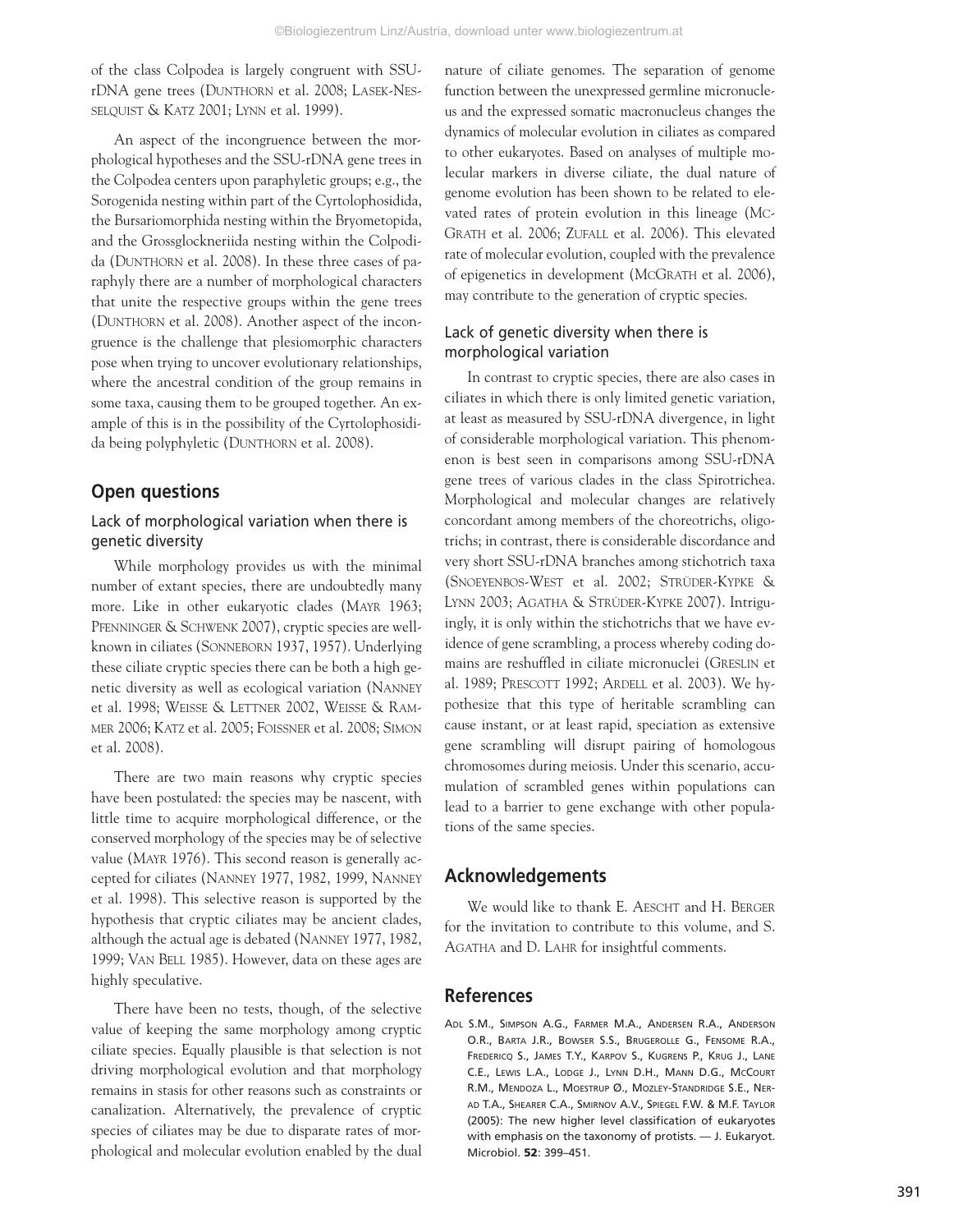of the class Colpodea is largely congruent with SSU-rDNA gene trees (DUNTHORN et al. 2008; LASEK-NESSELQUIST & KATZ 2001; LYNN et al. 1999).

An aspect of the incongruence between the morphological hypotheses and the SSU-rDNA gene trees in the Colpodea centers upon paraphyletic groups; e.g., the Sorogenida nesting within part of the Cyrtolophosidida, the Bursariomorphida nesting within the Bryometopida, and the Grossglockneriida nesting within the Colpodida (DUNTHORN et al. 2008). In these three cases of paraphyly there are a number of morphological characters that unite the respective groups within the gene trees (DUNTHORN et al. 2008). Another aspect of the incongruence is the challenge that plesiomorphic characters pose when trying to uncover evolutionary relationships, where the ancestral condition of the group remains in some taxa, causing them to be grouped together. An example of this is in the possibility of the Cyrtolophosidida being polyphyletic (DUNTHORN et al. 2008).

## Open questions

### Lack of morphological variation when there is genetic diversity

While morphology provides us with the minimal number of extant species, there are undoubtedly many more. Like in other eukaryotic clades (MAYR 1963; PFENNINGER & SCHWENK 2007), cryptic species are well-known in ciliates (SONNEBORN 1937, 1957). Underlying these ciliate cryptic species there can be both a high genetic diversity as well as ecological variation (NANNEY et al. 1998; WEISSE & LETTNER 2002, WEISSE & RAMMER 2006; KATZ et al. 2005; FOISSNER et al. 2008; SIMON et al. 2008).

There are two main reasons why cryptic species have been postulated: the species may be nascent, with little time to acquire morphological difference, or the conserved morphology of the species may be of selective value (MAYR 1976). This second reason is generally accepted for ciliates (NANNEY 1977, 1982, 1999, NANNEY et al. 1998). This selective reason is supported by the hypothesis that cryptic ciliates may be ancient clades, although the actual age is debated (NANNEY 1977, 1982, 1999; VAN BELL 1985). However, data on these ages are highly speculative.

There have been no tests, though, of the selective value of keeping the same morphology among cryptic ciliate species. Equally plausible is that selection is not driving morphological evolution and that morphology remains in stasis for other reasons such as constraints or canalization. Alternatively, the prevalence of cryptic species of ciliates may be due to disparate rates of morphological and molecular evolution enabled by the dual nature of ciliate genomes. The separation of genome function between the unexpressed germline micronucleus and the expressed somatic macronucleus changes the dynamics of molecular evolution in ciliates as compared to other eukaryotes. Based on analyses of multiple molecular markers in diverse ciliate, the dual nature of genome evolution has been shown to be related to elevated rates of protein evolution in this lineage (MCGRATH et al. 2006; ZUFALL et al. 2006). This elevated rate of molecular evolution, coupled with the prevalence of epigenetics in development (MCGRATH et al. 2006), may contribute to the generation of cryptic species.

### Lack of genetic diversity when there is morphological variation

In contrast to cryptic species, there are also cases in ciliates in which there is only limited genetic variation, at least as measured by SSU-rDNA divergence, in light of considerable morphological variation. This phenomenon is best seen in comparisons among SSU-rDNA gene trees of various clades in the class Spirotrichea. Morphological and molecular changes are relatively concordant among members of the choreotrichs, oligotrichs; in contrast, there is considerable discordance and very short SSU-rDNA branches among stichotrich taxa (SNOEYENBOS-WEST et al. 2002; STRÜDER-KYPKE & LYNN 2003; AGATHA & STRÜDER-KYPKE 2007). Intriguingly, it is only within the stichotrichs that we have evidence of gene scrambling, a process whereby coding domains are reshuffled in ciliate micronuclei (GRESLIN et al. 1989; PRESCOTT 1992; ARDELL et al. 2003). We hypothesize that this type of heritable scrambling can cause instant, or at least rapid, speciation as extensive gene scrambling will disrupt pairing of homologous chromosomes during meiosis. Under this scenario, accumulation of scrambled genes within populations can lead to a barrier to gene exchange with other populations of the same species.

## Acknowledgements

We would like to thank E. AESCHT and H. BERGER for the invitation to contribute to this volume, and S. AGATHA and D. LAHR for insightful comments.

## References

ADL S.M., SIMPSON A.G., FARMER M.A., ANDERSEN R.A., ANDERSON O.R., BARTA J.R., BOWSER S.S., BRUGEROLLE G., FENSOME R.A., FREDERICQ S., JAMES T.Y., KARPOV S., KUGRENS P., KRUG J., LANE C.E., LEWIS L.A., LODGE J., LYNN D.H., MANN D.G., MCCOURT R.M., MENDOZA L., MOESTRUP Ø., MOZLEY-STANDRIDGE S.E., NERAD T.A., SHEARER C.A., SMIRNOV A.V., SPIEGEL F.W. & M.F. TAYLOR (2005): The new higher level classification of eukaryotes with emphasis on the taxonomy of protists. — J. Eukaryot. Microbiol. **52**: 399–451.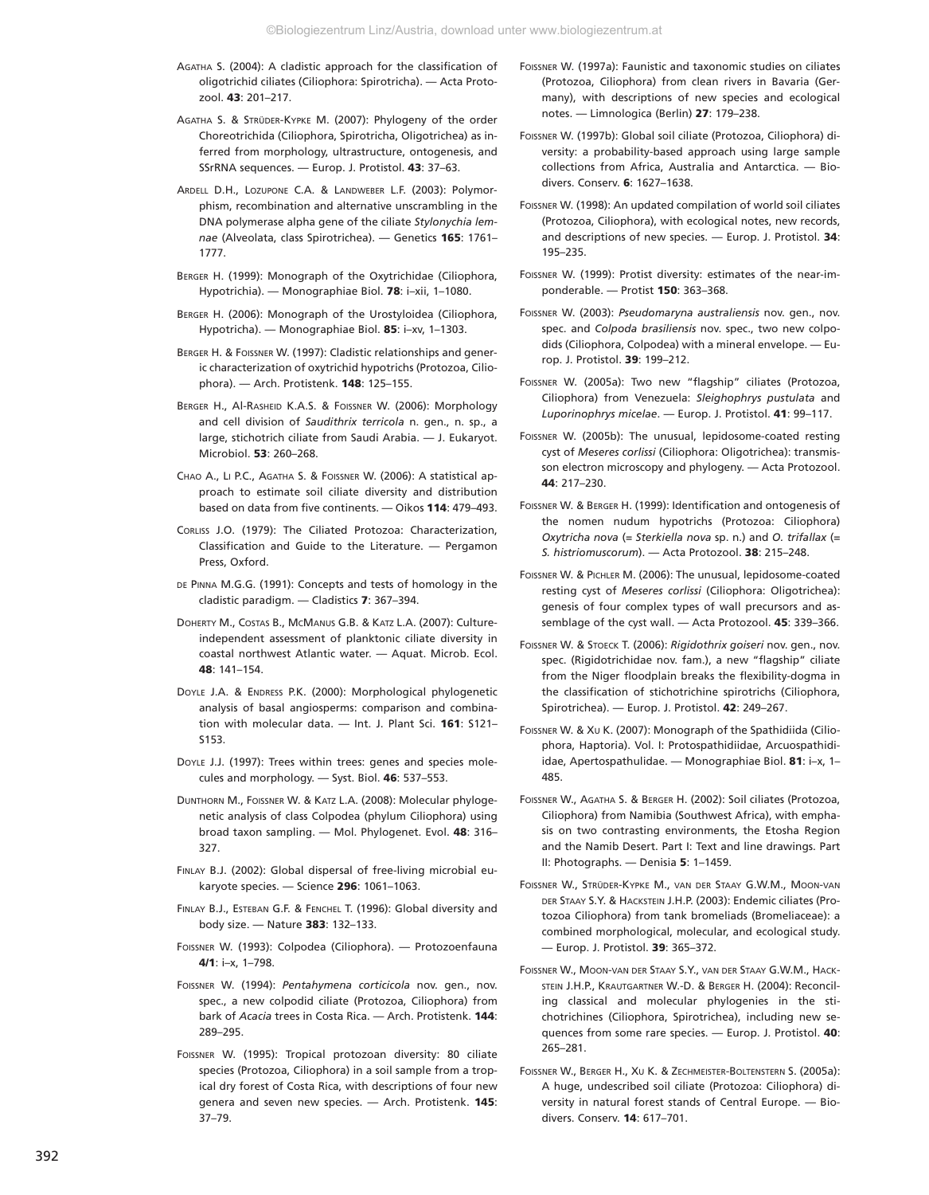AGATHA S. (2004): A cladistic approach for the classification of oligotrichid ciliates (Ciliophora: Spirotricha). — Acta Protozool. **43**: 201–217.

AGATHA S. & STRÜDER-KYPKE M. (2007): Phylogeny of the order Choreotrichida (Ciliophora, Spirotricha, Oligotrichea) as inferred from morphology, ultrastructure, ontogenesis, and SSrRNA sequences. — Europ. J. Protistol. **43**: 37–63.

ARDELL D.H., LOZUPONE C.A. & LANDWEBER L.F. (2003): Polymorphism, recombination and alternative unscrambling in the DNA polymerase alpha gene of the ciliate *Stylonychia lemnae* (Alveolata, class Spirotrichea). — Genetics **165**: 1761–1777.

BERGER H. (1999): Monograph of the Oxytrichidae (Ciliophora, Hypotrichia). — Monographiae Biol. **78**: i–xii, 1–1080.

BERGER H. (2006): Monograph of the Urostyloidea (Ciliophora, Hypotricha). — Monographiae Biol. **85**: i–xv, 1–1303.

BERGER H. & FOISSNER W. (1997): Cladistic relationships and generic characterization of oxytrichid hypotrichs (Protozoa, Ciliophora). — Arch. Protistenk. **148**: 125–155.

BERGER H., AL-RASHEID K.A.S. & FOISSNER W. (2006): Morphology and cell division of *Saudithrix terricola* n. gen., n. sp., a large, stichotrich ciliate from Saudi Arabia. — J. Eukaryot. Microbiol. **53**: 260–268.

CHAO A., LI P.C., AGATHA S. & FOISSNER W. (2006): A statistical approach to estimate soil ciliate diversity and distribution based on data from five continents. — Oikos **114**: 479–493.

CORLISS J.O. (1979): The Ciliated Protozoa: Characterization, Classification and Guide to the Literature. — Pergamon Press, Oxford.

DE PINNA M.G.G. (1991): Concepts and tests of homology in the cladistic paradigm. — Cladistics **7**: 367–394.

DOHERTY M., COSTAS B., MCMANUS G.B. & KATZ L.A. (2007): Culture-independent assessment of planktonic ciliate diversity in coastal northwest Atlantic water. — Aquat. Microb. Ecol. **48**: 141–154.

DOYLE J.A. & ENDRESS P.K. (2000): Morphological phylogenetic analysis of basal angiosperms: comparison and combination with molecular data. — Int. J. Plant Sci. **161**: S121–S153.

DOYLE J.J. (1997): Trees within trees: genes and species molecules and morphology. — Syst. Biol. **46**: 537–553.

DUNTHORN M., FOISSNER W. & KATZ L.A. (2008): Molecular phylogenetic analysis of class Colpodea (phylum Ciliophora) using broad taxon sampling. — Mol. Phylogenet. Evol. **48**: 316–327.

FINLAY B.J. (2002): Global dispersal of free-living microbial eukaryote species. — Science **296**: 1061–1063.

FINLAY B.J., ESTEBAN G.F. & FENCHEL T. (1996): Global diversity and body size. — Nature **383**: 132–133.

FOISSNER W. (1993): Colpodea (Ciliophora). — Protozoenfauna **4/1**: i–x, 1–798.

FOISSNER W. (1994): *Pentahymena corticicola* nov. gen., nov. spec., a new colpodid ciliate (Protozoa, Ciliophora) from bark of *Acacia* trees in Costa Rica. — Arch. Protistenk. **144**: 289–295.

FOISSNER W. (1995): Tropical protozoan diversity: 80 ciliate species (Protozoa, Ciliophora) in a soil sample from a tropical dry forest of Costa Rica, with descriptions of four new genera and seven new species. — Arch. Protistenk. **145**: 37–79.

FOISSNER W. (1997a): Faunistic and taxonomic studies on ciliates (Protozoa, Ciliophora) from clean rivers in Bavaria (Germany), with descriptions of new species and ecological notes. — Limnologica (Berlin) **27**: 179–238.

FOISSNER W. (1997b): Global soil ciliate (Protozoa, Ciliophora) diversity: a probability-based approach using large sample collections from Africa, Australia and Antarctica. — Biodivers. Conserv. **6**: 1627–1638.

FOISSNER W. (1998): An updated compilation of world soil ciliates (Protozoa, Ciliophora), with ecological notes, new records, and descriptions of new species. — Europ. J. Protistol. **34**: 195–235.

FOISSNER W. (1999): Protist diversity: estimates of the near-imponderable. — Protist **150**: 363–368.

FOISSNER W. (2003): *Pseudomaryna australiensis* nov. gen., nov. spec. and *Colpoda brasiliensis* nov. spec., two new colpodids (Ciliophora, Colpodea) with a mineral envelope. — Europ. J. Protistol. **39**: 199–212.

FOISSNER W. (2005a): Two new "flagship" ciliates (Protozoa, Ciliophora) from Venezuela: *Sleighophrys pustulata* and *Luporinophrys micelae*. — Europ. J. Protistol. **41**: 99–117.

FOISSNER W. (2005b): The unusual, lepidosome-coated resting cyst of *Meseres corlissi* (Ciliophora: Oligotrichea): transmisson electron microscopy and phylogeny. — Acta Protozool. **44**: 217–230.

FOISSNER W. & BERGER H. (1999): Identification and ontogenesis of the nomen nudum hypotrichs (Protozoa: Ciliophora) *Oxytricha nova* (= *Sterkiella nova* sp. n.) and *O. trifallax* (= *S. histriomuscorum*). — Acta Protozool. **38**: 215–248.

FOISSNER W. & PICHLER M. (2006): The unusual, lepidosome-coated resting cyst of *Meseres corlissi* (Ciliophora: Oligotrichea): genesis of four complex types of wall precursors and assemblage of the cyst wall. — Acta Protozool. **45**: 339–366.

FOISSNER W. & STOECK T. (2006): *Rigidothrix goiseri* nov. gen., nov. spec. (Rigidotrichidae nov. fam.), a new "flagship" ciliate from the Niger floodplain breaks the flexibility-dogma in the classification of stichotrichine spirotrichs (Ciliophora, Spirotrichea). — Europ. J. Protistol. **42**: 249–267.

FOISSNER W. & XU K. (2007): Monograph of the Spathidiida (Ciliophora, Haptoria). Vol. I: Protospathidiidae, Arcuospathidiidae, Apertospathulidae. — Monographiae Biol. **81**: i–x, 1–485.

FOISSNER W., AGATHA S. & BERGER H. (2002): Soil ciliates (Protozoa, Ciliophora) from Namibia (Southwest Africa), with emphasis on two contrasting environments, the Etosha Region and the Namib Desert. Part I: Text and line drawings. Part II: Photographs. — Denisia **5**: 1–1459.

FOISSNER W., STRÜDER-KYPKE M., VAN DER STAAY G.W.M., MOON-VAN DER STAAY S.Y. & HACKSTEIN J.H.P. (2003): Endemic ciliates (Protozoa Ciliophora) from tank bromeliads (Bromeliaceae): a combined morphological, molecular, and ecological study. — Europ. J. Protistol. **39**: 365–372.

FOISSNER W., MOON-VAN DER STAAY S.Y., VAN DER STAAY G.W.M., HACKSTEIN J.H.P., KRAUTGARTNER W.-D. & BERGER H. (2004): Reconciling classical and molecular phylogenies in the stichotrichines (Ciliophora, Spirotrichea), including new sequences from some rare species. — Europ. J. Protistol. **40**: 265–281.

FOISSNER W., BERGER H., XU K. & ZECHMEISTER-BOLTENSTERN S. (2005a): A huge, undescribed soil ciliate (Protozoa: Ciliophora) diversity in natural forest stands of Central Europe. — Biodivers. Conserv. **14**: 617–701.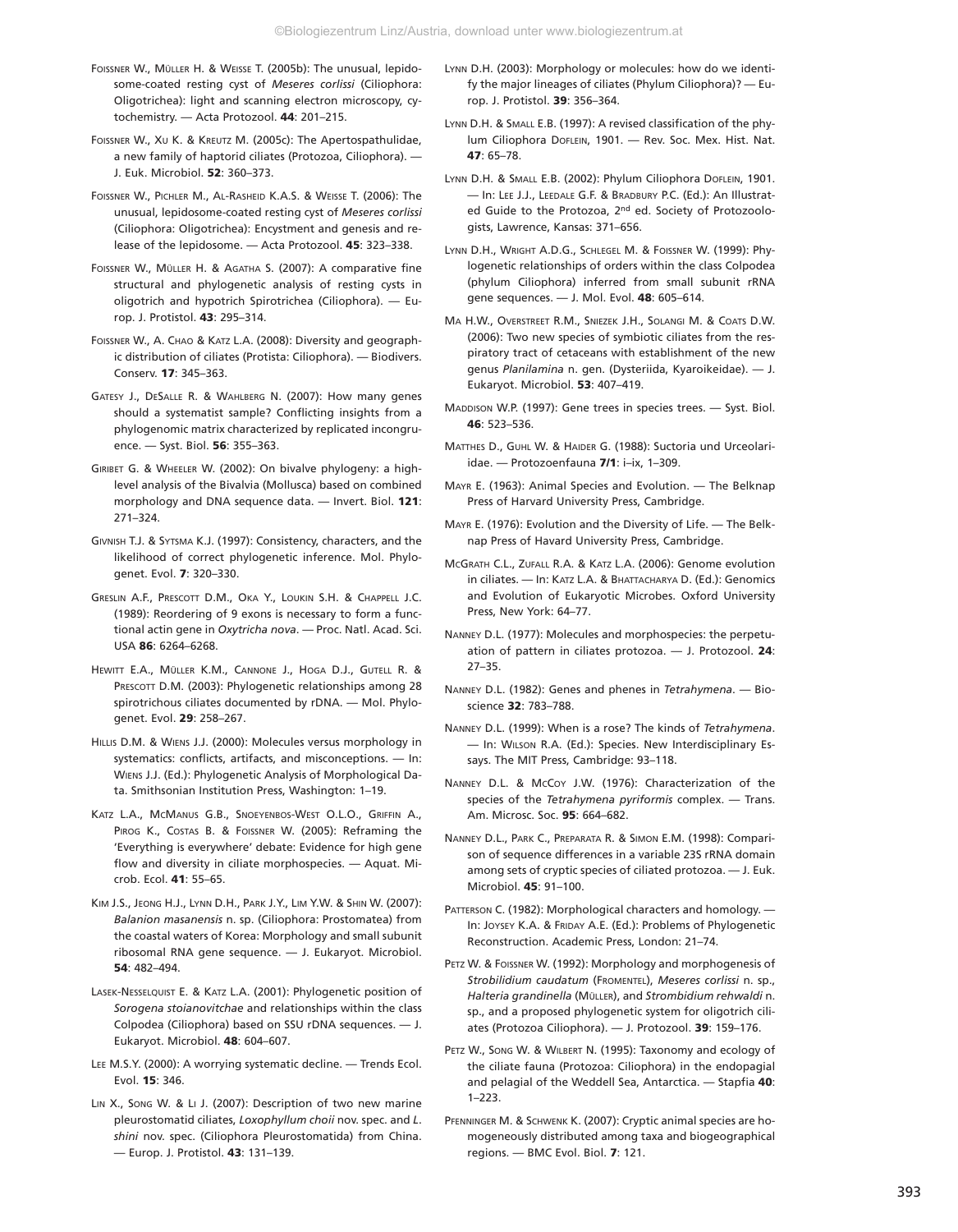Foissner W., Müller H. & Weisse T. (2005b): The unusual, lepidosome-coated resting cyst of *Meseres corlissi* (Ciliophora: Oligotrichea): light and scanning electron microscopy, cytochemistry. — Acta Protozool. **44**: 201–215.

Foissner W., Xu K. & Kreutz M. (2005c): The Apertospathulidae, a new family of haptorid ciliates (Protozoa, Ciliophora). — J. Euk. Microbiol. **52**: 360–373.

Foissner W., Pichler M., Al-Rasheid K.A.S. & Weisse T. (2006): The unusual, lepidosome-coated resting cyst of *Meseres corlissi* (Ciliophora: Oligotrichea): Encystment and genesis and release of the lepidosome. — Acta Protozool. **45**: 323–338.

Foissner W., Müller H. & Agatha S. (2007): A comparative fine structural and phylogenetic analysis of resting cysts in oligotrich and hypotrich Spirotrichea (Ciliophora). — Europ. J. Protistol. **43**: 295–314.

Foissner W., A. Chao & Katz L.A. (2008): Diversity and geographic distribution of ciliates (Protista: Ciliophora). — Biodivers. Conserv. **17**: 345–363.

Gatesy J., DeSalle R. & Wahlberg N. (2007): How many genes should a systematist sample? Conflicting insights from a phylogenomic matrix characterized by replicated incongruence. — Syst. Biol. **56**: 355–363.

Giribet G. & Wheeler W. (2002): On bivalve phylogeny: a high-level analysis of the Bivalvia (Mollusca) based on combined morphology and DNA sequence data. — Invert. Biol. **121**: 271–324.

Givnish T.J. & Sytsma K.J. (1997): Consistency, characters, and the likelihood of correct phylogenetic inference. Mol. Phylogenet. Evol. **7**: 320–330.

Greslin A.F., Prescott D.M., Oka Y., Loukin S.H. & Chappell J.C. (1989): Reordering of 9 exons is necessary to form a functional actin gene in *Oxytricha nova*. — Proc. Natl. Acad. Sci. USA **86**: 6264–6268.

Hewitt E.A., Müller K.M., Cannone J., Hoga D.J., Gutell R. & Prescott D.M. (2003): Phylogenetic relationships among 28 spirotrichous ciliates documented by rDNA. — Mol. Phylogenet. Evol. **29**: 258–267.

Hillis D.M. & Wiens J.J. (2000): Molecules versus morphology in systematics: conflicts, artifacts, and misconceptions. — In: Wiens J.J. (Ed.): Phylogenetic Analysis of Morphological Data. Smithsonian Institution Press, Washington: 1–19.

Katz L.A., McManus G.B., Snoeyenbos-West O.L.O., Griffin A., Pirog K., Costas B. & Foissner W. (2005): Reframing the 'Everything is everywhere' debate: Evidence for high gene flow and diversity in ciliate morphospecies. — Aquat. Microb. Ecol. **41**: 55–65.

Kim J.S., Jeong H.J., Lynn D.H., Park J.Y., Lim Y.W. & Shin W. (2007): *Balanion masanensis* n. sp. (Ciliophora: Prostomatea) from the coastal waters of Korea: Morphology and small subunit ribosomal RNA gene sequence. — J. Eukaryot. Microbiol. **54**: 482–494.

Lasek-Nesselquist E. & Katz L.A. (2001): Phylogenetic position of *Sorogena stoianovitchae* and relationships within the class Colpodea (Ciliophora) based on SSU rDNA sequences. — J. Eukaryot. Microbiol. **48**: 604–607.

Lee M.S.Y. (2000): A worrying systematic decline. — Trends Ecol. Evol. **15**: 346.

Lin X., Song W. & Li J. (2007): Description of two new marine pleurostomatid ciliates, *Loxophyllum choii* nov. spec. and *L. shini* nov. spec. (Ciliophora Pleurostomatida) from China. — Europ. J. Protistol. **43**: 131–139.

Lynn D.H. (2003): Morphology or molecules: how do we identify the major lineages of ciliates (Phylum Ciliophora)? — Europ. J. Protistol. **39**: 356–364.

Lynn D.H. & Small E.B. (1997): A revised classification of the phylum Ciliophora Doflein, 1901. — Rev. Soc. Mex. Hist. Nat. **47**: 65–78.

Lynn D.H. & Small E.B. (2002): Phylum Ciliophora Doflein, 1901. — In: Lee J.J., Leedale G.F. & Bradbury P.C. (Ed.): An Illustrated Guide to the Protozoa, 2nd ed. Society of Protozoologists, Lawrence, Kansas: 371–656.

Lynn D.H., Wright A.D.G., Schlegel M. & Foissner W. (1999): Phylogenetic relationships of orders within the class Colpodea (phylum Ciliophora) inferred from small subunit rRNA gene sequences. — J. Mol. Evol. **48**: 605–614.

Ma H.W., Overstreet R.M., Sniezek J.H., Solangi M. & Coats D.W. (2006): Two new species of symbiotic ciliates from the respiratory tract of cetaceans with establishment of the new genus *Planilamina* n. gen. (Dysteriida, Kyaroikeidae). — J. Eukaryot. Microbiol. **53**: 407–419.

Maddison W.P. (1997): Gene trees in species trees. — Syst. Biol. **46**: 523–536.

Matthes D., Guhl W. & Haider G. (1988): Suctoria und Urceolariidae. — Protozoenfauna **7/1**: i–ix, 1–309.

Mayr E. (1963): Animal Species and Evolution. — The Belknap Press of Harvard University Press, Cambridge.

Mayr E. (1976): Evolution and the Diversity of Life. — The Belknap Press of Havard University Press, Cambridge.

McGrath C.L., Zufall R.A. & Katz L.A. (2006): Genome evolution in ciliates. — In: Katz L.A. & Bhattacharya D. (Ed.): Genomics and Evolution of Eukaryotic Microbes. Oxford University Press, New York: 64–77.

Nanney D.L. (1977): Molecules and morphospecies: the perpetuation of pattern in ciliates protozoa. — J. Protozool. **24**: 27–35.

Nanney D.L. (1982): Genes and phenes in *Tetrahymena*. — Bioscience **32**: 783–788.

Nanney D.L. (1999): When is a rose? The kinds of *Tetrahymena*. — In: Wilson R.A. (Ed.): Species. New Interdisciplinary Essays. The MIT Press, Cambridge: 93–118.

Nanney D.L. & McCoy J.W. (1976): Characterization of the species of the *Tetrahymena pyriformis* complex. — Trans. Am. Microsc. Soc. **95**: 664–682.

Nanney D.L., Park C., Preparata R. & Simon E.M. (1998): Comparison of sequence differences in a variable 23S rRNA domain among sets of cryptic species of ciliated protozoa. — J. Euk. Microbiol. **45**: 91–100.

Patterson C. (1982): Morphological characters and homology. — In: Joysey K.A. & Friday A.E. (Ed.): Problems of Phylogenetic Reconstruction. Academic Press, London: 21–74.

Petz W. & Foissner W. (1992): Morphology and morphogenesis of *Strobilidium caudatum* (Fromentel), *Meseres corlissi* n. sp., *Halteria grandinella* (Müller), and *Strombidium rehwaldi* n. sp., and a proposed phylogenetic system for oligotrich ciliates (Protozoa Ciliophora). — J. Protozool. **39**: 159–176.

Petz W., Song W. & Wilbert N. (1995): Taxonomy and ecology of the ciliate fauna (Protozoa: Ciliophora) in the endopagial and pelagial of the Weddell Sea, Antarctica. — Stapfia **40**: 1–223.

Pfenninger M. & Schwenk K. (2007): Cryptic animal species are homogeneously distributed among taxa and biogeographical regions. — BMC Evol. Biol. **7**: 121.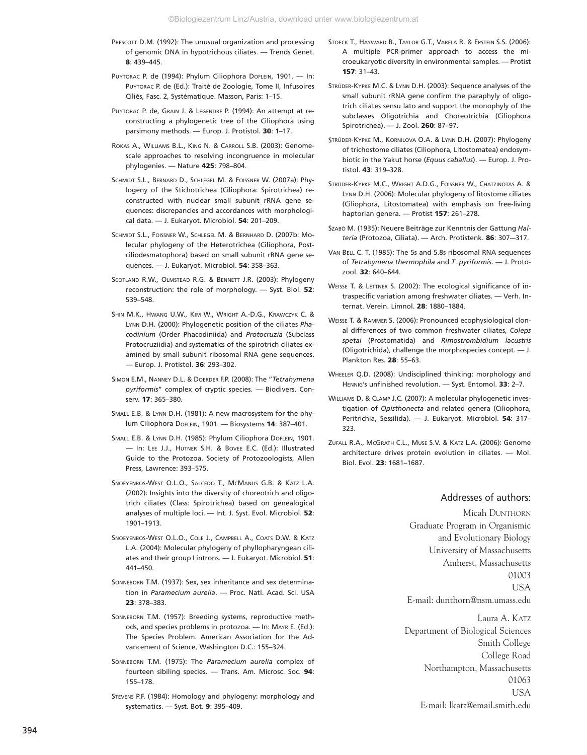Prescott D.M. (1992): The unusual organization and processing of genomic DNA in hypotrichous ciliates. — Trends Genet. **8**: 439–445.

Puytorac P. de (1994): Phylum Ciliophora Doflein, 1901. — In: Puytorac P. de (Ed.): Traité de Zoologie, Tome II, Infusoires Ciliés, Fasc. 2, Systématique. Masson, Paris: 1–15.

Puytorac P. de, Grain J. & Legendre P. (1994): An attempt at reconstructing a phylogenetic tree of the Ciliophora using parsimony methods. — Europ. J. Protistol. **30**: 1–17.

Rokas A., Williams B.L., King N. & Carroll S.B. (2003): Genome-scale approaches to resolving incongruence in molecular phylogenies. — Nature **425**: 798–804.

Schmidt S.L., Bernard D., Schlegel M. & Foissner W. (2007a): Phylogeny of the Stichotrichea (Ciliophora: Spirotrichea) reconstructed with nuclear small subunit rRNA gene sequences: discrepancies and accordances with morphological data. — J. Eukaryot. Microbiol. **54**: 201–209.

Schmidt S.L., Foissner W., Schlegel M. & Bernhard D. (2007b: Molecular phylogeny of the Heterotrichea (Ciliophora, Postciliodesmatophora) based on small subunit rRNA gene sequences. — J. Eukaryot. Microbiol. **54**: 358–363.

Scotland R.W., Olmstead R.G. & Bennett J.R. (2003): Phylogeny reconstruction: the role of morphology. — Syst. Biol. **52**: 539–548.

Shin M.K., Hwang U.W., Kim W., Wright A.-D.G., Krawczyk C. & Lynn D.H. (2000): Phylogenetic position of the ciliates *Phacodinium* (Order Phacodiniida) and *Protocruzia* (Subclass Protocruziidia) and systematics of the spirotrich ciliates examined by small subunit ribosomal RNA gene sequences. — Europ. J. Protistol. **36**: 293–302.

Simon E.M., Nanney D.L. & Doerder F.P. (2008): The "*Tetrahymena pyriformis*" complex of cryptic species. — Biodivers. Conserv. **17**: 365–380.

Small E.B. & Lynn D.H. (1981): A new macrosystem for the phylum Ciliophora Doflein, 1901. — Biosystems **14**: 387–401.

Small E.B. & Lynn D.H. (1985): Phylum Ciliophora Doflein, 1901. — In: Lee J.J., Hutner S.H. & Bovee E.C. (Ed.): Illustrated Guide to the Protozoa. Society of Protozoologists, Allen Press, Lawrence: 393–575.

Snoeyenbos-West O.L.O., Salcedo T., McManus G.B. & Katz L.A. (2002): Insights into the diversity of choreotrich and oligotrich ciliates (Class: Spirotrichea) based on genealogical analyses of multiple loci. — Int. J. Syst. Evol. Microbiol. **52**: 1901–1913.

Snoeyenbos-West O.L.O., Cole J., Campbell A., Coats D.W. & Katz L.A. (2004): Molecular phylogeny of phyllopharyngean ciliates and their group I introns. — J. Eukaryot. Microbiol. **51**: 441–450.

Sonneborn T.M. (1937): Sex, sex inheritance and sex determination in *Paramecium aurelia*. — Proc. Natl. Acad. Sci. USA **23**: 378–383.

Sonneborn T.M. (1957): Breeding systems, reproductive methods, and species problems in protozoa. — In: Mayr E. (Ed.): The Species Problem. American Association for the Advancement of Science, Washington D.C.: 155–324.

Sonneborn T.M. (1975): The *Paramecium aurelia* complex of fourteen sibiling species. — Trans. Am. Microsc. Soc. **94**: 155–178.

Stevens P.F. (1984): Homology and phylogeny: morphology and systematics. — Syst. Bot. **9**: 395–409.

Stoeck T., Hayward B., Taylor G.T., Varela R. & Epstein S.S. (2006): A multiple PCR-primer approach to access the microeukaryotic diversity in environmental samples. — Protist **157**: 31–43.

Strüder-Kypke M.C. & Lynn D.H. (2003): Sequence analyses of the small subunit rRNA gene confirm the paraphyly of oligotrich ciliates sensu lato and support the monophyly of the subclasses Oligotrichia and Choreotrichia (Ciliophora Spirotrichea). — J. Zool. **260**: 87–97.

Strüder-Kypke M., Kornilova O.A. & Lynn D.H. (2007): Phylogeny of trichostome ciliates (Ciliophora, Litostomatea) endosymbiotic in the Yakut horse (*Equus caballus*). — Europ. J. Protistol. **43**: 319–328.

Strüder-Kypke M.C., Wright A.D.G., Foissner W., Chatzinotas A. & Lynn D.H. (2006): Molecular phylogeny of litostome ciliates (Ciliophora, Litostomatea) with emphasis on free-living haptorian genera. — Protist **157**: 261–278.

Szabó M. (1935): Neuere Beiträge zur Kenntnis der Gattung *Halteria* (Protozoa, Ciliata). — Arch. Protistenk. **86**: 307—317.

Van Bell C. T. (1985): The 5s and 5.8s ribosomal RNA sequences of *Tetrahymena thermophila* and *T. pyriformis*. — J. Protozool. **32**: 640–644.

Weisse T. & Lettner S. (2002): The ecological significance of intraspecific variation among freshwater ciliates. — Verh. Internat. Verein. Limnol. **28**: 1880–1884.

Weisse T. & Rammer S. (2006): Pronounced ecophysiological clonal differences of two common freshwater ciliates, *Coleps spetai* (Prostomatida) and *Rimostrombidium lacustris* (Oligotrichida), challenge the morphospecies concept. — J. Plankton Res. **28**: 55–63.

Wheeler Q.D. (2008): Undisciplined thinking: morphology and Hennig's unfinished revolution. — Syst. Entomol. **33**: 2–7.

Williams D. & Clamp J.C. (2007): A molecular phylogenetic investigation of *Opisthonecta* and related genera (Ciliophora, Peritrichia, Sessilida). — J. Eukaryot. Microbiol. **54**: 317–323.

Zufall R.A., McGrath C.L., Muse S.V. & Katz L.A. (2006): Genome architecture drives protein evolution in ciliates. — Mol. Biol. Evol. **23**: 1681–1687.

## Addresses of authors:

Micah Dunthorn
Graduate Program in Organismic and Evolutionary Biology
University of Massachusetts
Amherst, Massachusetts
01003
USA
E-mail: dunthorn@nsm.umass.edu

Laura A. Katz
Department of Biological Sciences
Smith College
College Road
Northampton, Massachusetts
01063
USA
E-mail: lkatz@email.smith.edu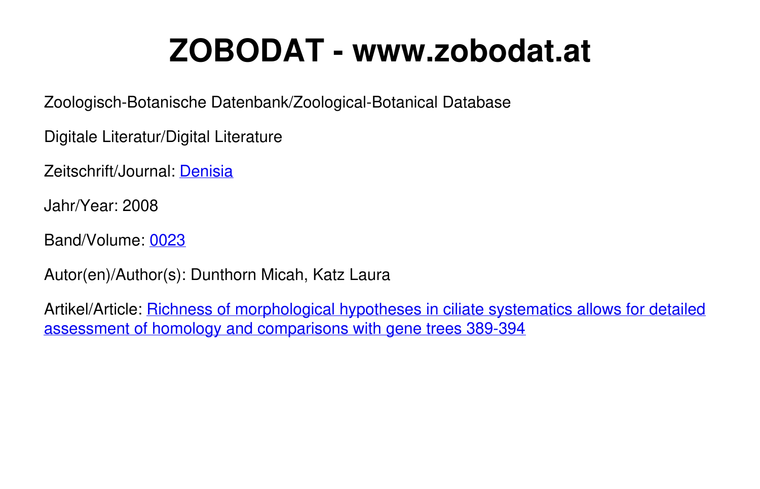# ZOBODAT - www.zobodat.at

Zoologisch-Botanische Datenbank/Zoological-Botanical Database

Digitale Literatur/Digital Literature

Zeitschrift/Journal: Denisia

Jahr/Year: 2008

Band/Volume: 0023

Autor(en)/Author(s): Dunthorn Micah, Katz Laura

Artikel/Article: Richness of morphological hypotheses in ciliate systematics allows for detailed assessment of homology and comparisons with gene trees 389-394